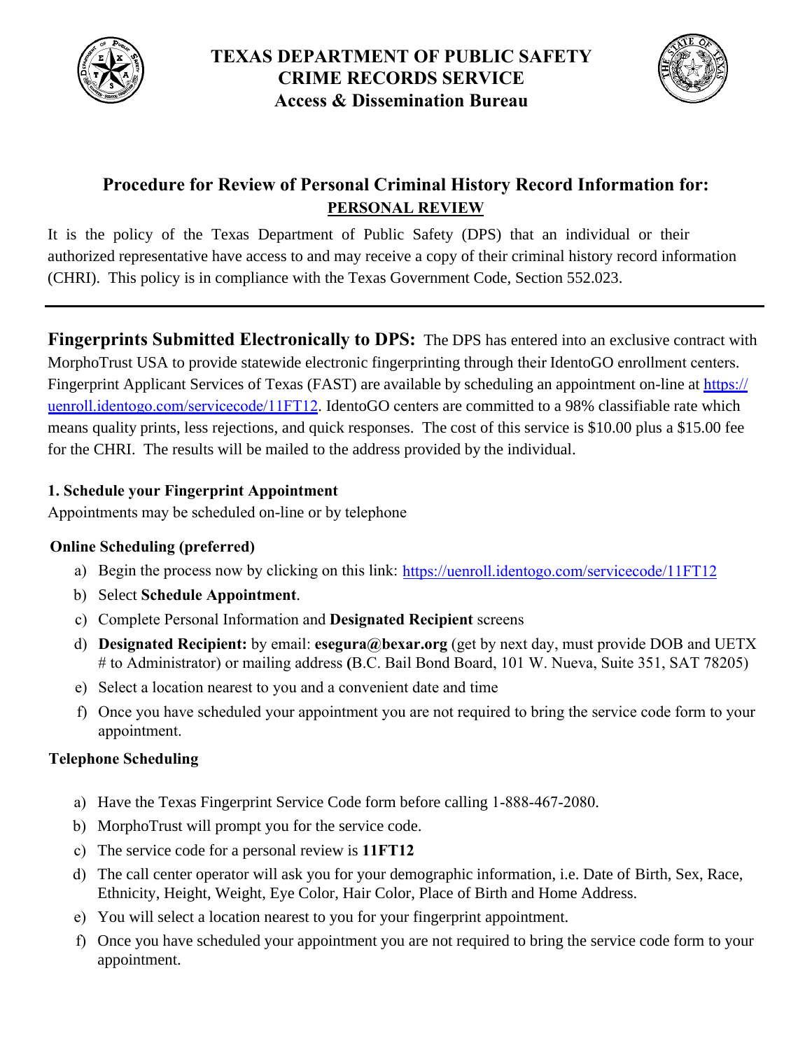# TEXAS DEPARTMENT OF PUBLIC SAFETY
# CRIME RECORDS SERVICE
## Access & Dissemination Bureau

## Procedure for Review of Personal Criminal History Record Information for: PERSONAL REVIEW

It is the policy of the Texas Department of Public Safety (DPS) that an individual or their authorized representative have access to and may receive a copy of their criminal history record information (CHRI). This policy is in compliance with the Texas Government Code, Section 552.023.

---

**Fingerprints Submitted Electronically to DPS:** The DPS has entered into an exclusive contract with MorphoTrust USA to provide statewide electronic fingerprinting through their IdentoGO enrollment centers. Fingerprint Applicant Services of Texas (FAST) are available by scheduling an appointment on-line at https://uenroll.identogo.com/servicecode/11FT12. IdentoGO centers are committed to a 98% classifiable rate which means quality prints, less rejections, and quick responses. The cost of this service is $10.00 plus a $15.00 fee for the CHRI. The results will be mailed to the address provided by the individual.

### 1. Schedule your Fingerprint Appointment

Appointments may be scheduled on-line or by telephone

**Online Scheduling (preferred)**

a) Begin the process now by clicking on this link: https://uenroll.identogo.com/servicecode/11FT12
b) Select **Schedule Appointment**.
c) Complete Personal Information and **Designated Recipient** screens
d) **Designated Recipient:** by email: **esegura@bexar.org** (get by next day, must provide DOB and UETX # to Administrator) or mailing address **(**B.C. Bail Bond Board, 101 W. Nueva, Suite 351, SAT 78205)
e) Select a location nearest to you and a convenient date and time
f) Once you have scheduled your appointment you are not required to bring the service code form to your appointment.

**Telephone Scheduling**

a) Have the Texas Fingerprint Service Code form before calling 1-888-467-2080.
b) MorphoTrust will prompt you for the service code.
c) The service code for a personal review is **11FT12**
d) The call center operator will ask you for your demographic information, i.e. Date of Birth, Sex, Race, Ethnicity, Height, Weight, Eye Color, Hair Color, Place of Birth and Home Address.
e) You will select a location nearest to you for your fingerprint appointment.
f) Once you have scheduled your appointment you are not required to bring the service code form to your appointment.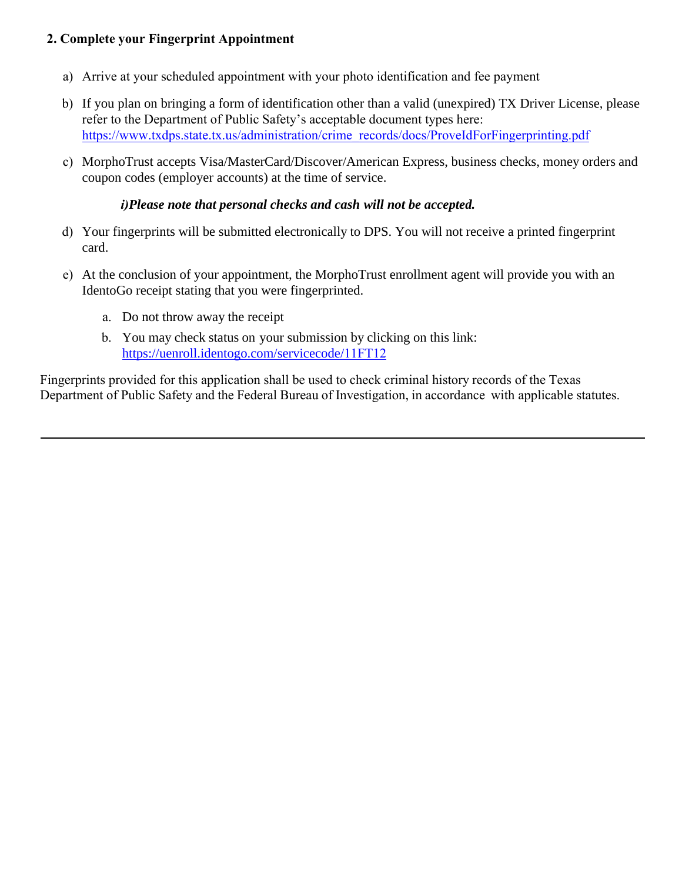**2. Complete your Fingerprint Appointment**

a) Arrive at your scheduled appointment with your photo identification and fee payment

b) If you plan on bringing a form of identification other than a valid (unexpired) TX Driver License, please refer to the Department of Public Safety's acceptable document types here: https://www.txdps.state.tx.us/administration/crime_records/docs/ProveIdForFingerprinting.pdf

c) MorphoTrust accepts Visa/MasterCard/Discover/American Express, business checks, money orders and coupon codes (employer accounts) at the time of service.

   ***i)Please note that personal checks and cash will not be accepted.***

d) Your fingerprints will be submitted electronically to DPS. You will not receive a printed fingerprint card.

e) At the conclusion of your appointment, the MorphoTrust enrollment agent will provide you with an IdentoGo receipt stating that you were fingerprinted.

   a. Do not throw away the receipt
   b. You may check status on your submission by clicking on this link: https://uenroll.identogo.com/servicecode/11FT12

Fingerprints provided for this application shall be used to check criminal history records of the Texas Department of Public Safety and the Federal Bureau of Investigation, in accordance with applicable statutes.

---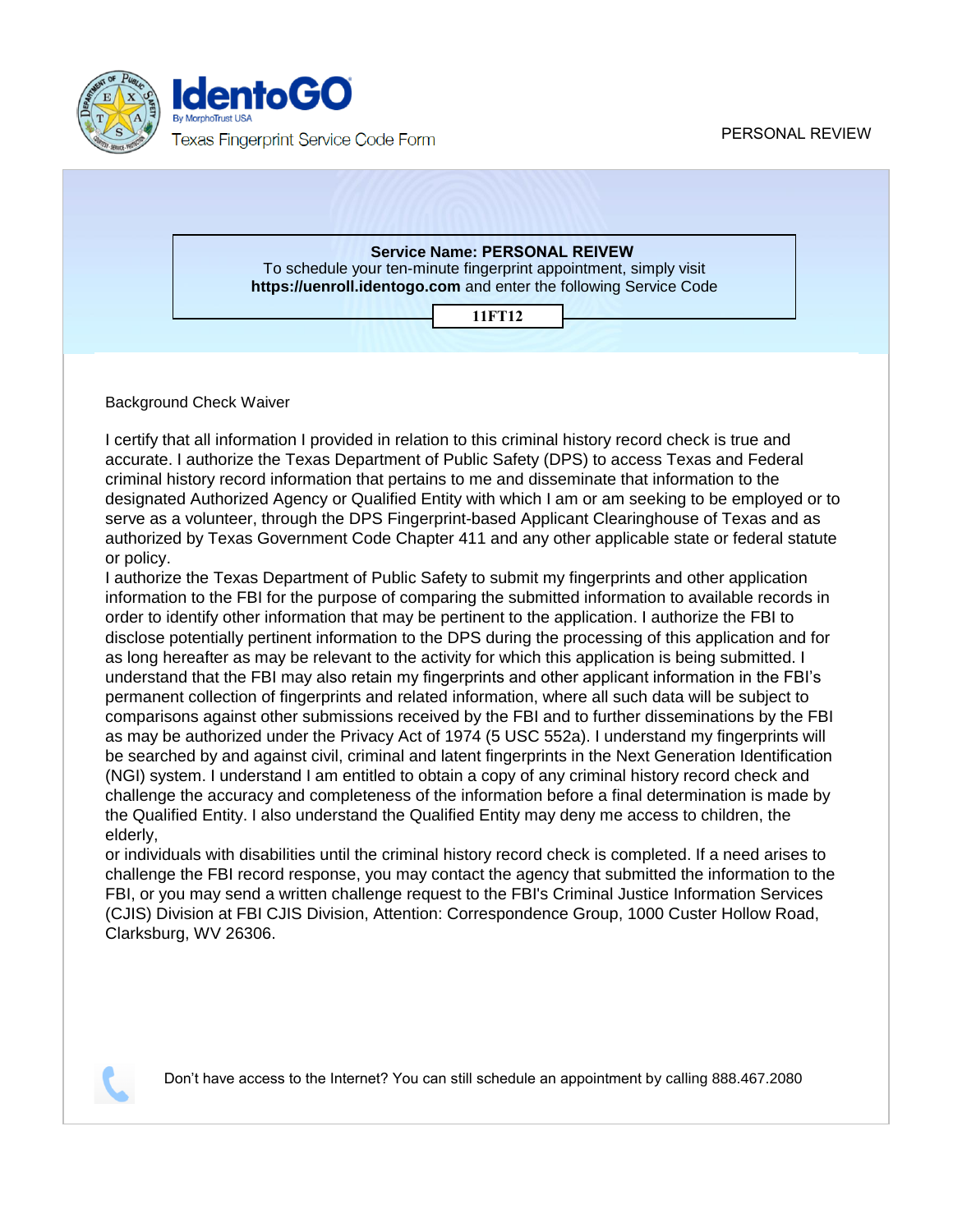IdentoGO

By MorphoTrust USA

Texas Fingerprint Service Code Form

PERSONAL REVIEW

**Service Name: PERSONAL REIVEW**
To schedule your ten-minute fingerprint appointment, simply visit **https://uenroll.identogo.com** and enter the following Service Code

**11FT12**

Background Check Waiver

I certify that all information I provided in relation to this criminal history record check is true and accurate. I authorize the Texas Department of Public Safety (DPS) to access Texas and Federal criminal history record information that pertains to me and disseminate that information to the designated Authorized Agency or Qualified Entity with which I am or am seeking to be employed or to serve as a volunteer, through the DPS Fingerprint-based Applicant Clearinghouse of Texas and as authorized by Texas Government Code Chapter 411 and any other applicable state or federal statute or policy.
I authorize the Texas Department of Public Safety to submit my fingerprints and other application information to the FBI for the purpose of comparing the submitted information to available records in order to identify other information that may be pertinent to the application. I authorize the FBI to disclose potentially pertinent information to the DPS during the processing of this application and for as long hereafter as may be relevant to the activity for which this application is being submitted. I understand that the FBI may also retain my fingerprints and other applicant information in the FBI's permanent collection of fingerprints and related information, where all such data will be subject to comparisons against other submissions received by the FBI and to further disseminations by the FBI as may be authorized under the Privacy Act of 1974 (5 USC 552a). I understand my fingerprints will be searched by and against civil, criminal and latent fingerprints in the Next Generation Identification (NGI) system. I understand I am entitled to obtain a copy of any criminal history record check and challenge the accuracy and completeness of the information before a final determination is made by the Qualified Entity. I also understand the Qualified Entity may deny me access to children, the elderly,
or individuals with disabilities until the criminal history record check is completed. If a need arises to challenge the FBI record response, you may contact the agency that submitted the information to the FBI, or you may send a written challenge request to the FBI's Criminal Justice Information Services (CJIS) Division at FBI CJIS Division, Attention: Correspondence Group, 1000 Custer Hollow Road, Clarksburg, WV 26306.

Don't have access to the Internet? You can still schedule an appointment by calling 888.467.2080